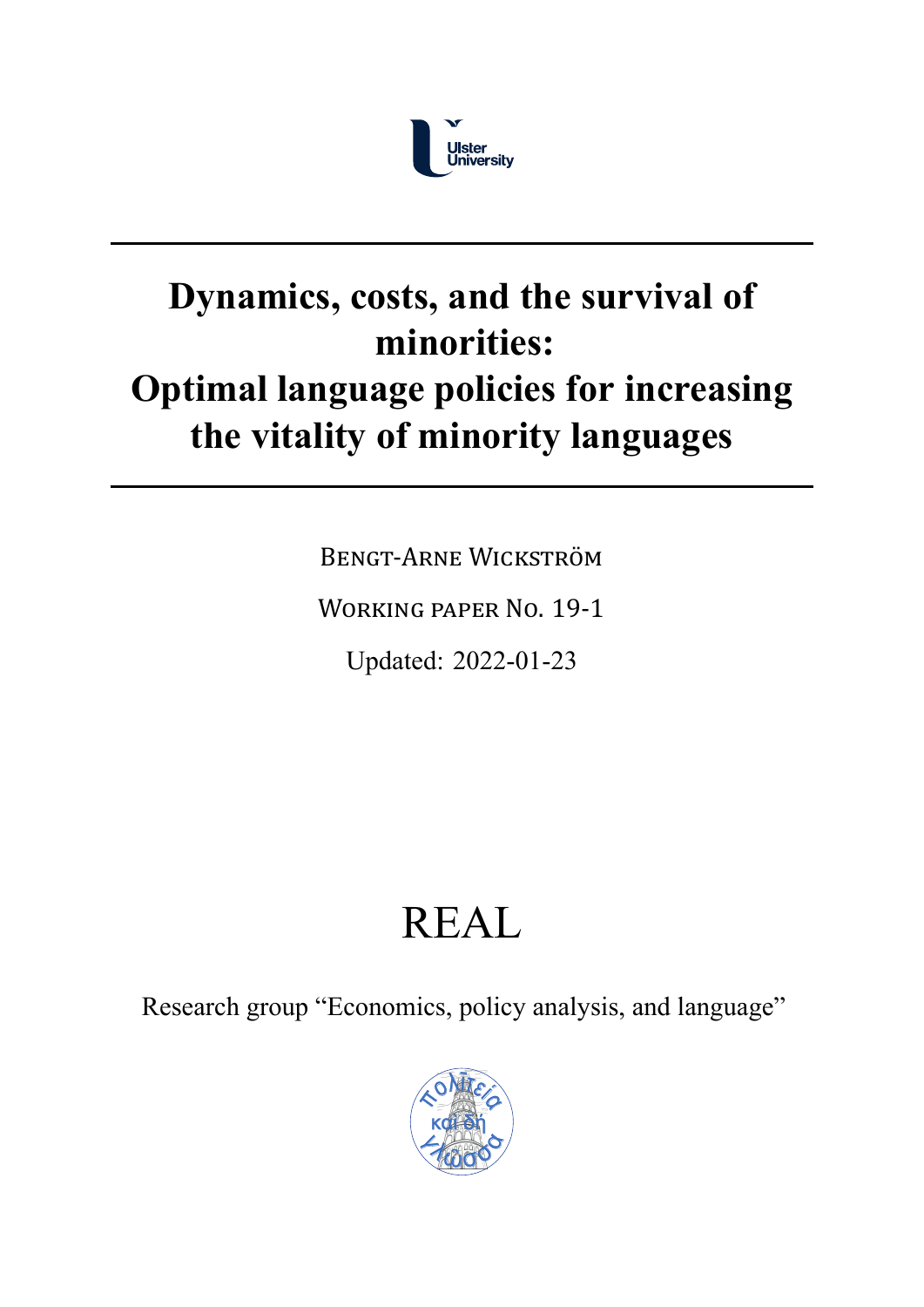Ulster University

# Dynamics, costs, and the survival of minorities: Optimal language policies for increasing the vitality of minority languages

Bengt-Arne Wickström

Working paper No. 19-1

Updated: 2022-01-23

REAL

Research group "Economics, policy analysis, and language"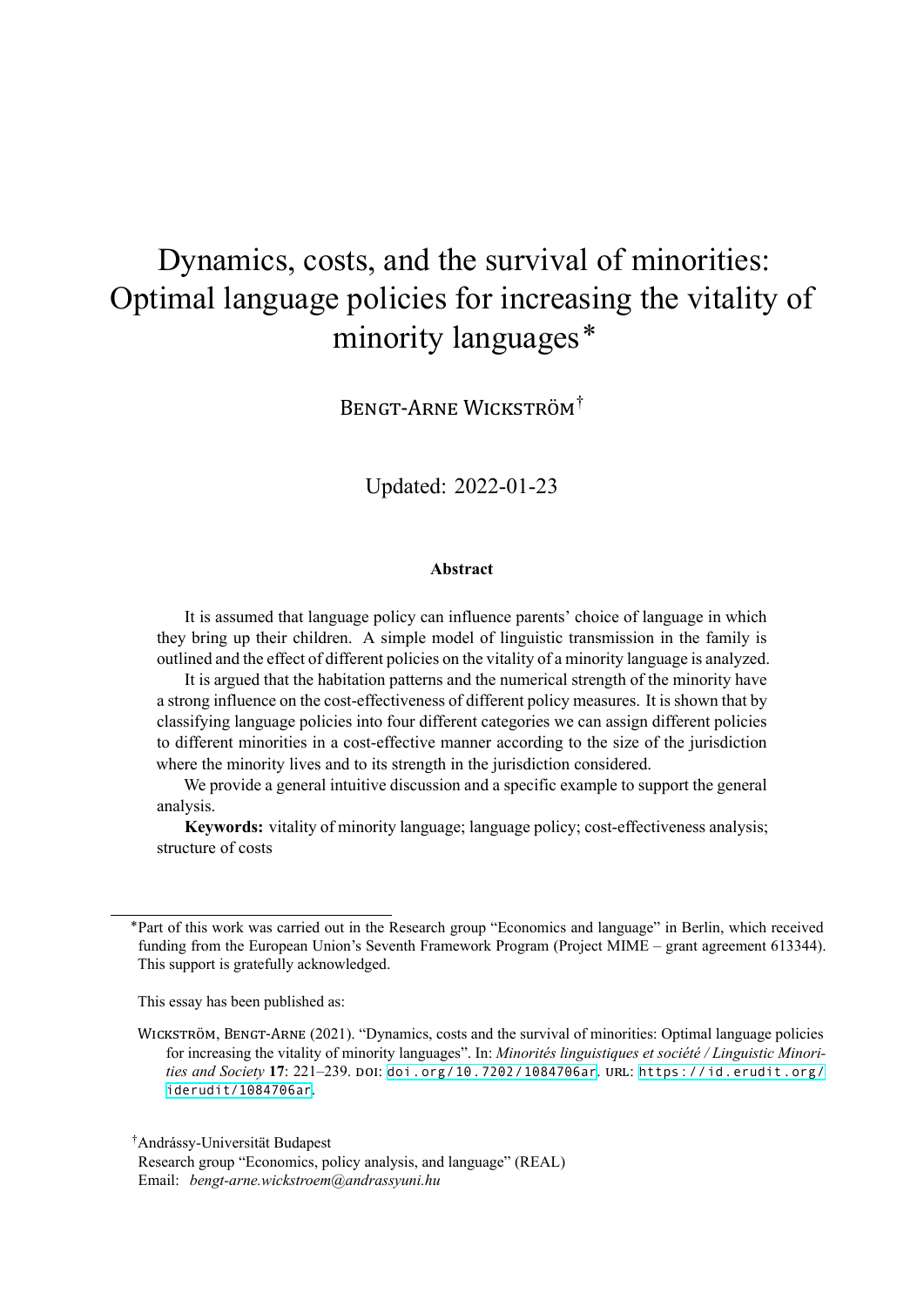# Dynamics, costs, and the survival of minorities: Optimal language policies for increasing the vitality of minority languages*

Bengt-Arne Wickström†

Updated: 2022-01-23

#### Abstract

It is assumed that language policy can influence parents' choice of language in which they bring up their children. A simple model of linguistic transmission in the family is outlined and the effect of different policies on the vitality of a minority language is analyzed.

It is argued that the habitation patterns and the numerical strength of the minority have a strong influence on the cost-effectiveness of different policy measures. It is shown that by classifying language policies into four different categories we can assign different policies to different minorities in a cost-effective manner according to the size of the jurisdiction where the minority lives and to its strength in the jurisdiction considered.

We provide a general intuitive discussion and a specific example to support the general analysis.

**Keywords:** vitality of minority language; language policy; cost-effectiveness analysis; structure of costs

---

*Part of this work was carried out in the Research group "Economics and language" in Berlin, which received funding from the European Union's Seventh Framework Program (Project MIME – grant agreement 613344). This support is gratefully acknowledged.

This essay has been published as:

Wickström, Bengt-Arne (2021). "Dynamics, costs and the survival of minorities: Optimal language policies for increasing the vitality of minority languages". In: *Minorités linguistiques et société / Linguistic Minorities and Society* **17**: 221–239. doi: doi.org/10.7202/1084706ar. url: https://id.erudit.org/iderudit/1084706ar.

†Andrássy-Universität Budapest
Research group "Economics, policy analysis, and language" (REAL)
Email: *bengt-arne.wickstroem@andrassyuni.hu*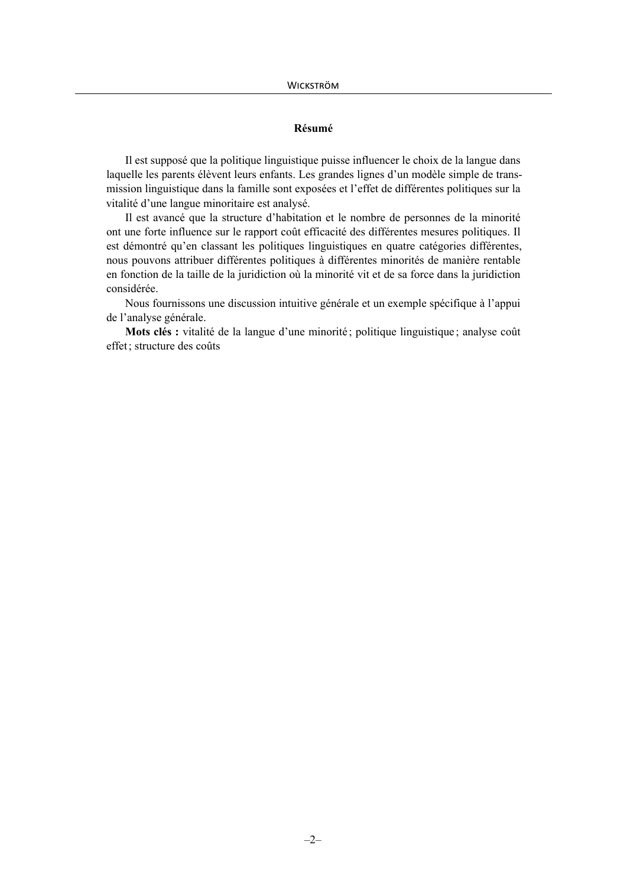## Résumé

Il est supposé que la politique linguistique puisse influencer le choix de la langue dans laquelle les parents élèvent leurs enfants. Les grandes lignes d'un modèle simple de transmission linguistique dans la famille sont exposées et l'effet de différentes politiques sur la vitalité d'une langue minoritaire est analysé.

Il est avancé que la structure d'habitation et le nombre de personnes de la minorité ont une forte influence sur le rapport coût efficacité des différentes mesures politiques. Il est démontré qu'en classant les politiques linguistiques en quatre catégories différentes, nous pouvons attribuer différentes politiques à différentes minorités de manière rentable en fonction de la taille de la juridiction où la minorité vit et de sa force dans la juridiction considérée.

Nous fournissons une discussion intuitive générale et un exemple spécifique à l'appui de l'analyse générale.

**Mots clés :** vitalité de la langue d'une minorité ; politique linguistique ; analyse coût effet ; structure des coûts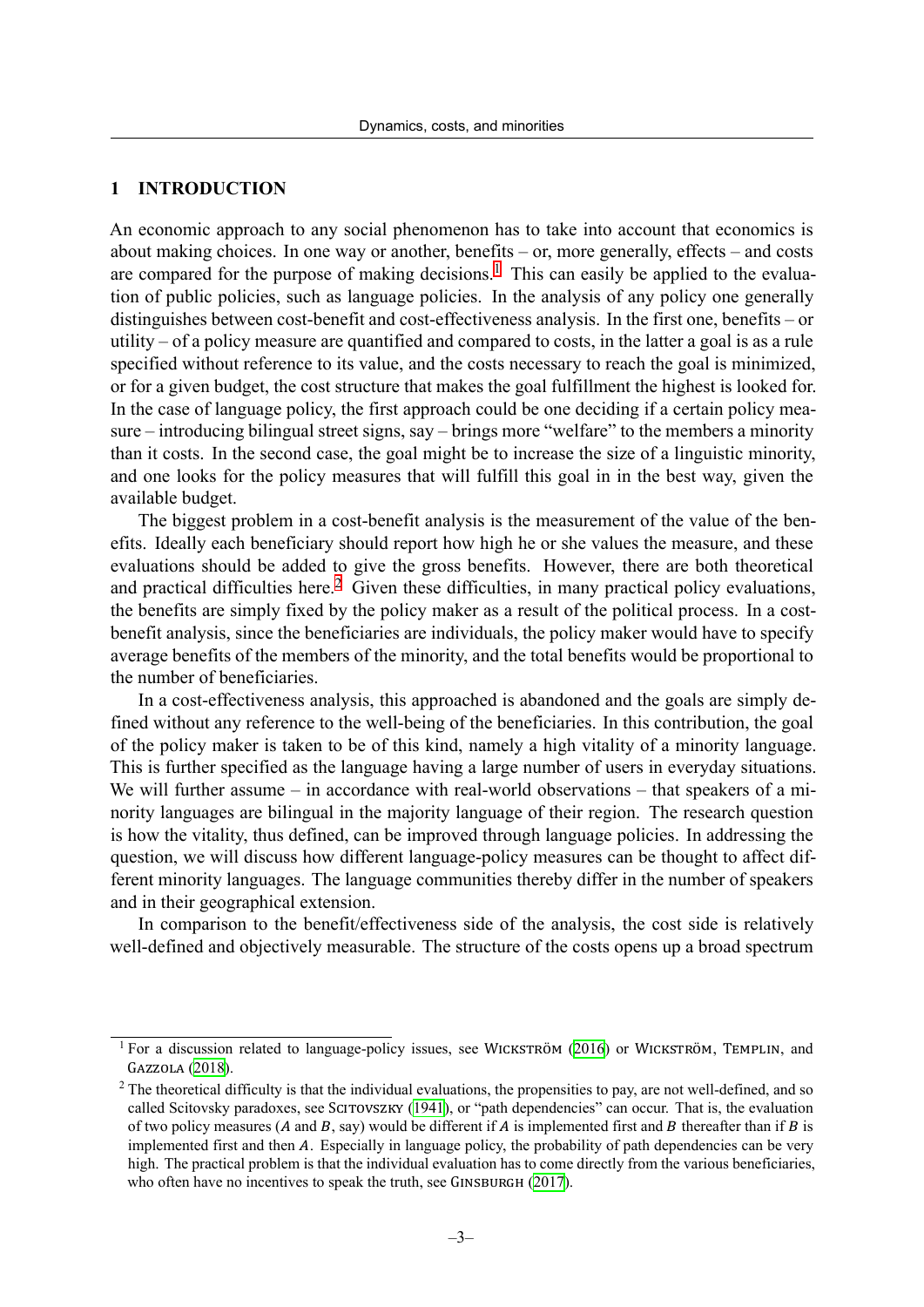# 1 INTRODUCTION

An economic approach to any social phenomenon has to take into account that economics is about making choices. In one way or another, benefits – or, more generally, effects – and costs are compared for the purpose of making decisions.[1] This can easily be applied to the evaluation of public policies, such as language policies. In the analysis of any policy one generally distinguishes between cost-benefit and cost-effectiveness analysis. In the first one, benefits – or utility – of a policy measure are quantified and compared to costs, in the latter a goal is as a rule specified without reference to its value, and the costs necessary to reach the goal is minimized, or for a given budget, the cost structure that makes the goal fulfillment the highest is looked for. In the case of language policy, the first approach could be one deciding if a certain policy measure – introducing bilingual street signs, say – brings more "welfare" to the members a minority than it costs. In the second case, the goal might be to increase the size of a linguistic minority, and one looks for the policy measures that will fulfill this goal in in the best way, given the available budget.

The biggest problem in a cost-benefit analysis is the measurement of the value of the benefits. Ideally each beneficiary should report how high he or she values the measure, and these evaluations should be added to give the gross benefits. However, there are both theoretical and practical difficulties here.[2] Given these difficulties, in many practical policy evaluations, the benefits are simply fixed by the policy maker as a result of the political process. In a cost-benefit analysis, since the beneficiaries are individuals, the policy maker would have to specify average benefits of the members of the minority, and the total benefits would be proportional to the number of beneficiaries.

In a cost-effectiveness analysis, this approached is abandoned and the goals are simply defined without any reference to the well-being of the beneficiaries. In this contribution, the goal of the policy maker is taken to be of this kind, namely a high vitality of a minority language. This is further specified as the language having a large number of users in everyday situations. We will further assume – in accordance with real-world observations – that speakers of a minority languages are bilingual in the majority language of their region. The research question is how the vitality, thus defined, can be improved through language policies. In addressing the question, we will discuss how different language-policy measures can be thought to affect different minority languages. The language communities thereby differ in the number of speakers and in their geographical extension.

In comparison to the benefit/effectiveness side of the analysis, the cost side is relatively well-defined and objectively measurable. The structure of the costs opens up a broad spectrum

---

[1] For a discussion related to language-policy issues, see Wickström (2016) or Wickström, Templin, and Gazzola (2018).

[2] The theoretical difficulty is that the individual evaluations, the propensities to pay, are not well-defined, and so called Scitovsky paradoxes, see Scitovszky (1941), or "path dependencies" can occur. That is, the evaluation of two policy measures ($A$ and $B$, say) would be different if $A$ is implemented first and $B$ thereafter than if $B$ is implemented first and then $A$. Especially in language policy, the probability of path dependencies can be very high. The practical problem is that the individual evaluation has to come directly from the various beneficiaries, who often have no incentives to speak the truth, see Ginsburgh (2017).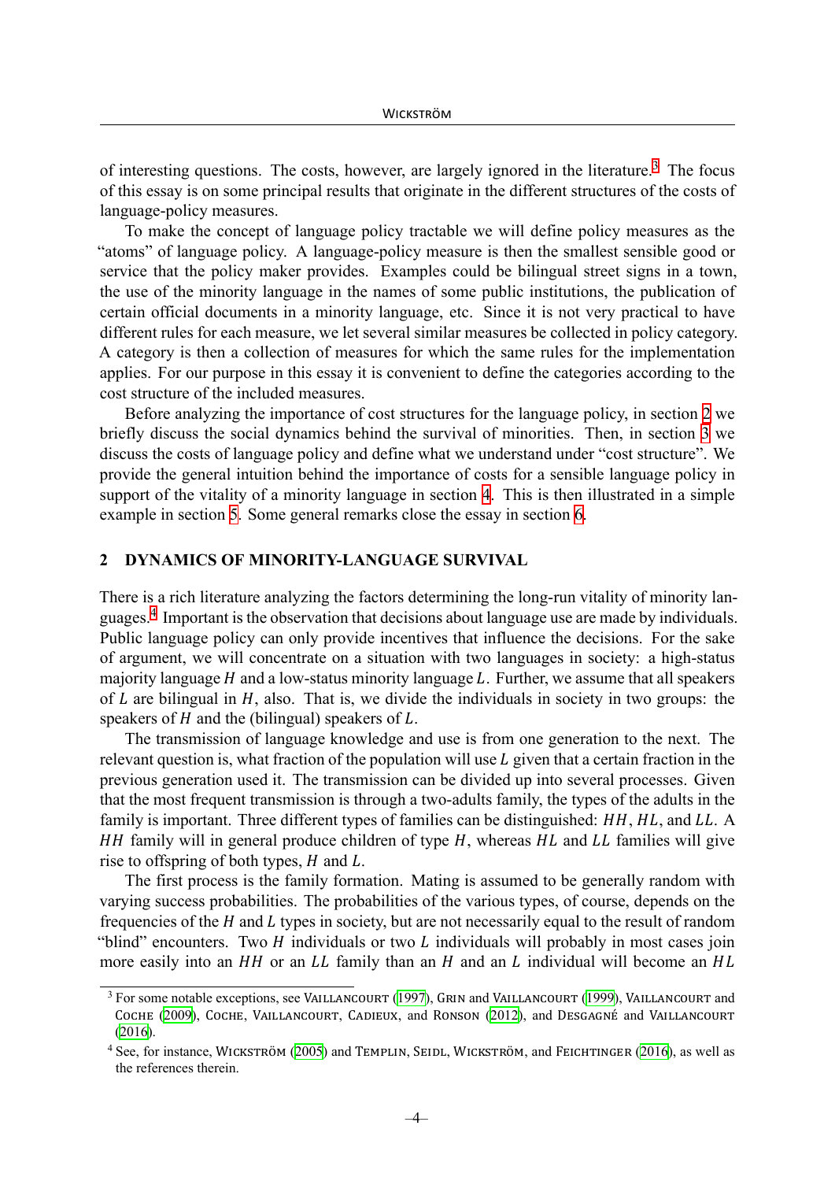of interesting questions. The costs, however, are largely ignored in the literature.[3] The focus of this essay is on some principal results that originate in the different structures of the costs of language-policy measures.

To make the concept of language policy tractable we will define policy measures as the "atoms" of language policy. A language-policy measure is then the smallest sensible good or service that the policy maker provides. Examples could be bilingual street signs in a town, the use of the minority language in the names of some public institutions, the publication of certain official documents in a minority language, etc. Since it is not very practical to have different rules for each measure, we let several similar measures be collected in policy category. A category is then a collection of measures for which the same rules for the implementation applies. For our purpose in this essay it is convenient to define the categories according to the cost structure of the included measures.

Before analyzing the importance of cost structures for the language policy, in section 2 we briefly discuss the social dynamics behind the survival of minorities. Then, in section 3 we discuss the costs of language policy and define what we understand under "cost structure". We provide the general intuition behind the importance of costs for a sensible language policy in support of the vitality of a minority language in section 4. This is then illustrated in a simple example in section 5. Some general remarks close the essay in section 6.

## 2 DYNAMICS OF MINORITY-LANGUAGE SURVIVAL

There is a rich literature analyzing the factors determining the long-run vitality of minority languages.[4] Important is the observation that decisions about language use are made by individuals. Public language policy can only provide incentives that influence the decisions. For the sake of argument, we will concentrate on a situation with two languages in society: a high-status majority language $H$ and a low-status minority language $L$. Further, we assume that all speakers of $L$ are bilingual in $H$, also. That is, we divide the individuals in society in two groups: the speakers of $H$ and the (bilingual) speakers of $L$.

The transmission of language knowledge and use is from one generation to the next. The relevant question is, what fraction of the population will use $L$ given that a certain fraction in the previous generation used it. The transmission can be divided up into several processes. Given that the most frequent transmission is through a two-adults family, the types of the adults in the family is important. Three different types of families can be distinguished: $HH$, $HL$, and $LL$. A $HH$ family will in general produce children of type $H$, whereas $HL$ and $LL$ families will give rise to offspring of both types, $H$ and $L$.

The first process is the family formation. Mating is assumed to be generally random with varying success probabilities. The probabilities of the various types, of course, depends on the frequencies of the $H$ and $L$ types in society, but are not necessarily equal to the result of random "blind" encounters. Two $H$ individuals or two $L$ individuals will probably in most cases join more easily into an $HH$ or an $LL$ family than an $H$ and an $L$ individual will become an $HL$

[3] For some notable exceptions, see Vaillancourt (1997), Grin and Vaillancourt (1999), Vaillancourt and Coche (2009), Coche, Vaillancourt, Cadieux, and Ronson (2012), and Desgagné and Vaillancourt (2016).

[4] See, for instance, Wickström (2005) and Templin, Seidl, Wickström, and Feichtinger (2016), as well as the references therein.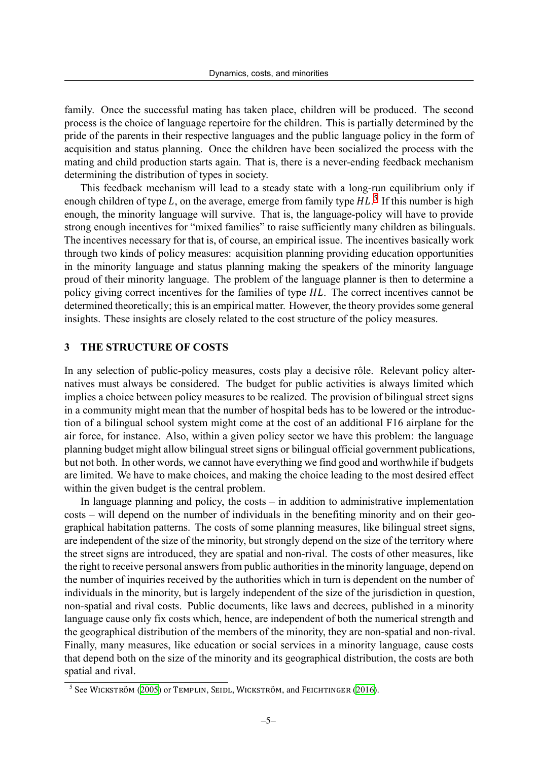family. Once the successful mating has taken place, children will be produced. The second process is the choice of language repertoire for the children. This is partially determined by the pride of the parents in their respective languages and the public language policy in the form of acquisition and status planning. Once the children have been socialized the process with the mating and child production starts again. That is, there is a never-ending feedback mechanism determining the distribution of types in society.

This feedback mechanism will lead to a steady state with a long-run equilibrium only if enough children of type $L$, on the average, emerge from family type $HL$.[5] If this number is high enough, the minority language will survive. That is, the language-policy will have to provide strong enough incentives for "mixed families" to raise sufficiently many children as bilinguals. The incentives necessary for that is, of course, an empirical issue. The incentives basically work through two kinds of policy measures: acquisition planning providing education opportunities in the minority language and status planning making the speakers of the minority language proud of their minority language. The problem of the language planner is then to determine a policy giving correct incentives for the families of type $HL$. The correct incentives cannot be determined theoretically; this is an empirical matter. However, the theory provides some general insights. These insights are closely related to the cost structure of the policy measures.

## 3 THE STRUCTURE OF COSTS

In any selection of public-policy measures, costs play a decisive rôle. Relevant policy alternatives must always be considered. The budget for public activities is always limited which implies a choice between policy measures to be realized. The provision of bilingual street signs in a community might mean that the number of hospital beds has to be lowered or the introduction of a bilingual school system might come at the cost of an additional F16 airplane for the air force, for instance. Also, within a given policy sector we have this problem: the language planning budget might allow bilingual street signs or bilingual official government publications, but not both. In other words, we cannot have everything we find good and worthwhile if budgets are limited. We have to make choices, and making the choice leading to the most desired effect within the given budget is the central problem.

In language planning and policy, the costs – in addition to administrative implementation costs – will depend on the number of individuals in the benefiting minority and on their geographical habitation patterns. The costs of some planning measures, like bilingual street signs, are independent of the size of the minority, but strongly depend on the size of the territory where the street signs are introduced, they are spatial and non-rival. The costs of other measures, like the right to receive personal answers from public authorities in the minority language, depend on the number of inquiries received by the authorities which in turn is dependent on the number of individuals in the minority, but is largely independent of the size of the jurisdiction in question, non-spatial and rival costs. Public documents, like laws and decrees, published in a minority language cause only fix costs which, hence, are independent of both the numerical strength and the geographical distribution of the members of the minority, they are non-spatial and non-rival. Finally, many measures, like education or social services in a minority language, cause costs that depend both on the size of the minority and its geographical distribution, the costs are both spatial and rival.

[5] See Wickström (2005) or Templin, Seidl, Wickström, and Feichtinger (2016).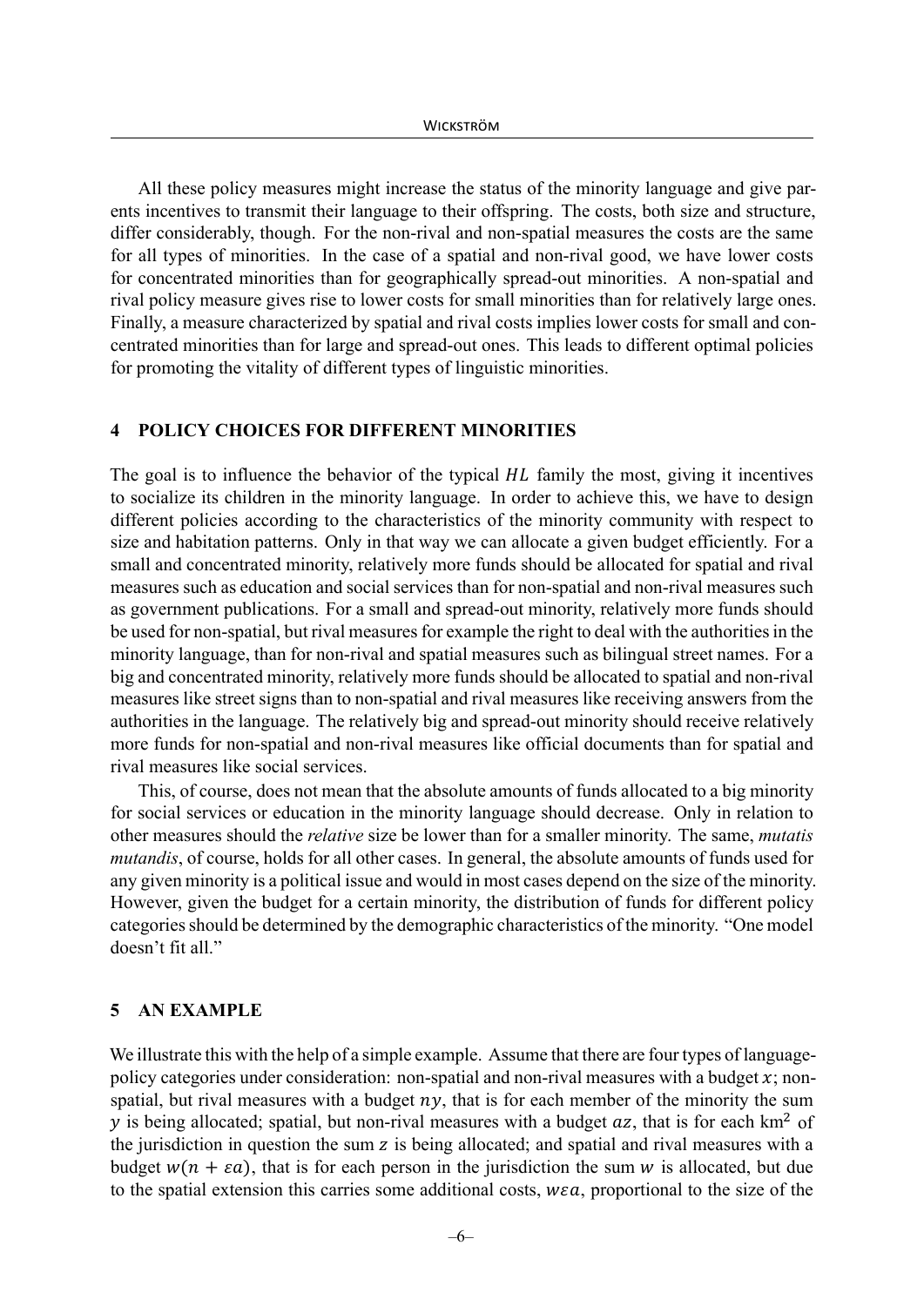All these policy measures might increase the status of the minority language and give parents incentives to transmit their language to their offspring. The costs, both size and structure, differ considerably, though. For the non-rival and non-spatial measures the costs are the same for all types of minorities. In the case of a spatial and non-rival good, we have lower costs for concentrated minorities than for geographically spread-out minorities. A non-spatial and rival policy measure gives rise to lower costs for small minorities than for relatively large ones. Finally, a measure characterized by spatial and rival costs implies lower costs for small and concentrated minorities than for large and spread-out ones. This leads to different optimal policies for promoting the vitality of different types of linguistic minorities.

## 4 POLICY CHOICES FOR DIFFERENT MINORITIES

The goal is to influence the behavior of the typical $HL$ family the most, giving it incentives to socialize its children in the minority language. In order to achieve this, we have to design different policies according to the characteristics of the minority community with respect to size and habitation patterns. Only in that way we can allocate a given budget efficiently. For a small and concentrated minority, relatively more funds should be allocated for spatial and rival measures such as education and social services than for non-spatial and non-rival measures such as government publications. For a small and spread-out minority, relatively more funds should be used for non-spatial, but rival measures for example the right to deal with the authorities in the minority language, than for non-rival and spatial measures such as bilingual street names. For a big and concentrated minority, relatively more funds should be allocated to spatial and non-rival measures like street signs than to non-spatial and rival measures like receiving answers from the authorities in the language. The relatively big and spread-out minority should receive relatively more funds for non-spatial and non-rival measures like official documents than for spatial and rival measures like social services.

This, of course, does not mean that the absolute amounts of funds allocated to a big minority for social services or education in the minority language should decrease. Only in relation to other measures should the *relative* size be lower than for a smaller minority. The same, *mutatis mutandis*, of course, holds for all other cases. In general, the absolute amounts of funds used for any given minority is a political issue and would in most cases depend on the size of the minority. However, given the budget for a certain minority, the distribution of funds for different policy categories should be determined by the demographic characteristics of the minority. "One model doesn't fit all."

## 5 AN EXAMPLE

We illustrate this with the help of a simple example. Assume that there are four types of language-policy categories under consideration: non-spatial and non-rival measures with a budget $x$; non-spatial, but rival measures with a budget $ny$, that is for each member of the minority the sum $y$ is being allocated; spatial, but non-rival measures with a budget $az$, that is for each km$^2$ of the jurisdiction in question the sum $z$ is being allocated; and spatial and rival measures with a budget $w(n + \varepsilon a)$, that is for each person in the jurisdiction the sum $w$ is allocated, but due to the spatial extension this carries some additional costs, $w\varepsilon a$, proportional to the size of the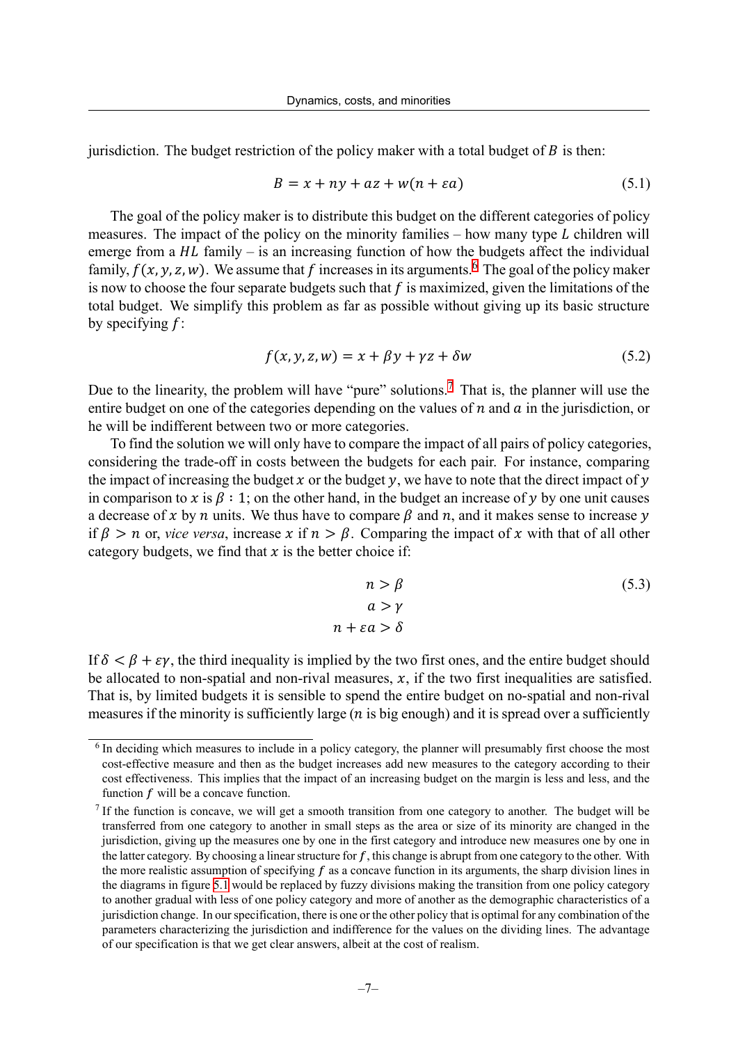jurisdiction. The budget restriction of the policy maker with a total budget of $B$ is then:

$$B = x + ny + az + w(n + \varepsilon a) \tag{5.1}$$

The goal of the policy maker is to distribute this budget on the different categories of policy measures. The impact of the policy on the minority families – how many type $L$ children will emerge from a $HL$ family – is an increasing function of how the budgets affect the individual family, $f(x, y, z, w)$. We assume that $f$ increases in its arguments.[6] The goal of the policy maker is now to choose the four separate budgets such that $f$ is maximized, given the limitations of the total budget. We simplify this problem as far as possible without giving up its basic structure by specifying $f$:

$$f(x, y, z, w) = x + \beta y + \gamma z + \delta w \tag{5.2}$$

Due to the linearity, the problem will have "pure" solutions.[7] That is, the planner will use the entire budget on one of the categories depending on the values of $n$ and $a$ in the jurisdiction, or he will be indifferent between two or more categories.

To find the solution we will only have to compare the impact of all pairs of policy categories, considering the trade-off in costs between the budgets for each pair. For instance, comparing the impact of increasing the budget $x$ or the budget $y$, we have to note that the direct impact of $y$ in comparison to $x$ is $\beta : 1$; on the other hand, in the budget an increase of $y$ by one unit causes a decrease of $x$ by $n$ units. We thus have to compare $\beta$ and $n$, and it makes sense to increase $y$ if $\beta > n$ or, *vice versa*, increase $x$ if $n > \beta$. Comparing the impact of $x$ with that of all other category budgets, we find that $x$ is the better choice if:

$$\begin{aligned} n &> \beta \\ a &> \gamma \\ n + \varepsilon a &> \delta \end{aligned} \tag{5.3}$$

If $\delta < \beta + \varepsilon\gamma$, the third inequality is implied by the two first ones, and the entire budget should be allocated to non-spatial and non-rival measures, $x$, if the two first inequalities are satisfied. That is, by limited budgets it is sensible to spend the entire budget on no-spatial and non-rival measures if the minority is sufficiently large ($n$ is big enough) and it is spread over a sufficiently

[6] In deciding which measures to include in a policy category, the planner will presumably first choose the most cost-effective measure and then as the budget increases add new measures to the category according to their cost effectiveness. This implies that the impact of an increasing budget on the margin is less and less, and the function $f$ will be a concave function.

[7] If the function is concave, we will get a smooth transition from one category to another. The budget will be transferred from one category to another in small steps as the area or size of its minority are changed in the jurisdiction, giving up the measures one by one in the first category and introduce new measures one by one in the latter category. By choosing a linear structure for $f$, this change is abrupt from one category to the other. With the more realistic assumption of specifying $f$ as a concave function in its arguments, the sharp division lines in the diagrams in figure 5.1 would be replaced by fuzzy divisions making the transition from one policy category to another gradual with less of one policy category and more of another as the demographic characteristics of a jurisdiction change. In our specification, there is one or the other policy that is optimal for any combination of the parameters characterizing the jurisdiction and indifference for the values on the dividing lines. The advantage of our specification is that we get clear answers, albeit at the cost of realism.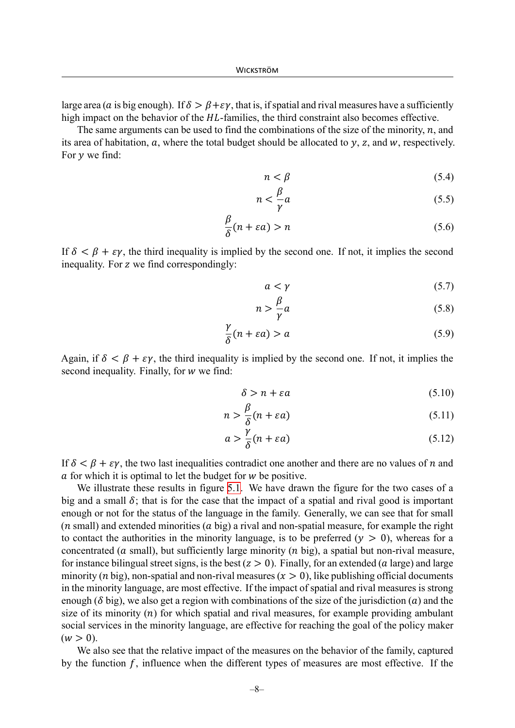large area ($a$ is big enough). If $\delta > \beta + \varepsilon\gamma$, that is, if spatial and rival measures have a sufficiently high impact on the behavior of the $HL$-families, the third constraint also becomes effective.

The same arguments can be used to find the combinations of the size of the minority, $n$, and its area of habitation, $a$, where the total budget should be allocated to $y$, $z$, and $w$, respectively. For $y$ we find:

$$n < \beta \tag{5.4}$$

$$n < \frac{\beta}{\gamma} a \tag{5.5}$$

$$\frac{\beta}{\delta}(n + \varepsilon a) > n \tag{5.6}$$

If $\delta < \beta + \varepsilon\gamma$, the third inequality is implied by the second one. If not, it implies the second inequality. For $z$ we find correspondingly:

$$a < \gamma \tag{5.7}$$

$$n > \frac{\beta}{\gamma} a \tag{5.8}$$

$$\frac{\gamma}{\delta}(n + \varepsilon a) > a \tag{5.9}$$

Again, if $\delta < \beta + \varepsilon\gamma$, the third inequality is implied by the second one. If not, it implies the second inequality. Finally, for $w$ we find:

$$\delta > n + \varepsilon a \tag{5.10}$$

$$n > \frac{\beta}{\delta}(n + \varepsilon a) \tag{5.11}$$

$$a > \frac{\gamma}{\delta}(n + \varepsilon a) \tag{5.12}$$

If $\delta < \beta + \varepsilon\gamma$, the two last inequalities contradict one another and there are no values of $n$ and $a$ for which it is optimal to let the budget for $w$ be positive.

We illustrate these results in figure 5.1. We have drawn the figure for the two cases of a big and a small $\delta$; that is for the case that the impact of a spatial and rival good is important enough or not for the status of the language in the family. Generally, we can see that for small ($n$ small) and extended minorities ($a$ big) a rival and non-spatial measure, for example the right to contact the authorities in the minority language, is to be preferred ($y > 0$), whereas for a concentrated ($a$ small), but sufficiently large minority ($n$ big), a spatial but non-rival measure, for instance bilingual street signs, is the best ($z > 0$). Finally, for an extended ($a$ large) and large minority ($n$ big), non-spatial and non-rival measures ($x > 0$), like publishing official documents in the minority language, are most effective. If the impact of spatial and rival measures is strong enough ($\delta$ big), we also get a region with combinations of the size of the jurisdiction ($a$) and the size of its minority ($n$) for which spatial and rival measures, for example providing ambulant social services in the minority language, are effective for reaching the goal of the policy maker ($w > 0$).

We also see that the relative impact of the measures on the behavior of the family, captured by the function $f$, influence when the different types of measures are most effective. If the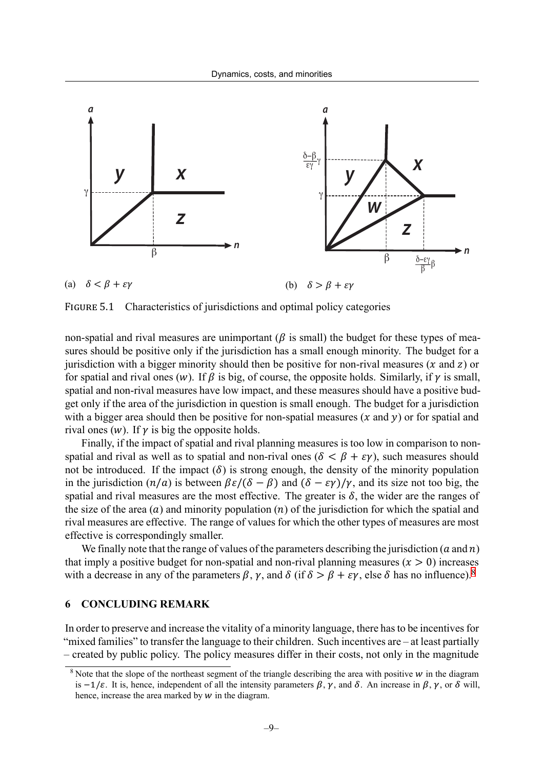(a) $\delta < \beta + \varepsilon\gamma$

(b) $\delta > \beta + \varepsilon\gamma$

FIGURE 5.1 Characteristics of jurisdictions and optimal policy categories

non-spatial and rival measures are unimportant ($\beta$ is small) the budget for these types of measures should be positive only if the jurisdiction has a small enough minority. The budget for a jurisdiction with a bigger minority should then be positive for non-rival measures ($x$ and $z$) or for spatial and rival ones ($w$). If $\beta$ is big, of course, the opposite holds. Similarly, if $\gamma$ is small, spatial and non-rival measures have low impact, and these measures should have a positive budget only if the area of the jurisdiction in question is small enough. The budget for a jurisdiction with a bigger area should then be positive for non-spatial measures ($x$ and $y$) or for spatial and rival ones ($w$). If $\gamma$ is big the opposite holds.

Finally, if the impact of spatial and rival planning measures is too low in comparison to non-spatial and rival as well as to spatial and non-rival ones ($\delta < \beta + \varepsilon\gamma$), such measures should not be introduced. If the impact ($\delta$) is strong enough, the density of the minority population in the jurisdiction ($n/a$) is between $\beta\varepsilon/(\delta - \beta)$ and $(\delta - \varepsilon\gamma)/\gamma$, and its size not too big, the spatial and rival measures are the most effective. The greater is $\delta$, the wider are the ranges of the size of the area ($a$) and minority population ($n$) of the jurisdiction for which the spatial and rival measures are effective. The range of values for which the other types of measures are most effective is correspondingly smaller.

We finally note that the range of values of the parameters describing the jurisdiction ($a$ and $n$) that imply a positive budget for non-spatial and non-rival planning measures ($x > 0$) increases with a decrease in any of the parameters $\beta$, $\gamma$, and $\delta$ (if $\delta > \beta + \varepsilon\gamma$, else $\delta$ has no influence).[8]

## 6 CONCLUDING REMARK

In order to preserve and increase the vitality of a minority language, there has to be incentives for "mixed families" to transfer the language to their children. Such incentives are – at least partially – created by public policy. The policy measures differ in their costs, not only in the magnitude

[8] Note that the slope of the northeast segment of the triangle describing the area with positive $w$ in the diagram is $-1/\varepsilon$. It is, hence, independent of all the intensity parameters $\beta$, $\gamma$, and $\delta$. An increase in $\beta$, $\gamma$, or $\delta$ will, hence, increase the area marked by $w$ in the diagram.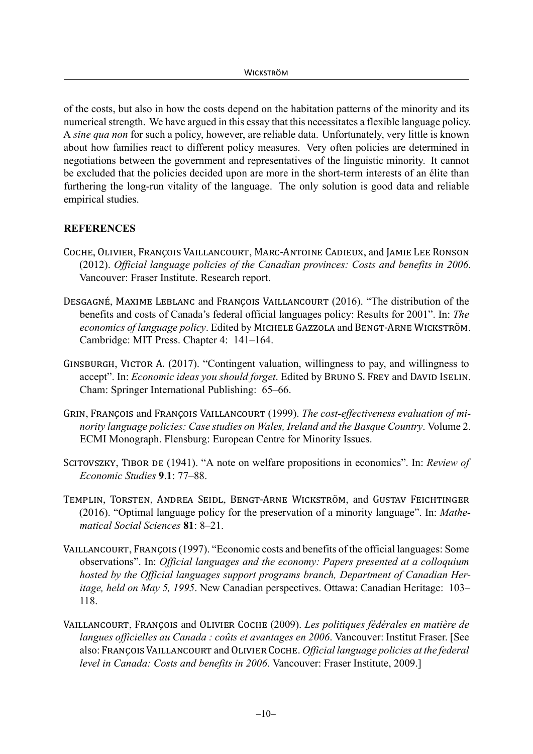of the costs, but also in how the costs depend on the habitation patterns of the minority and its numerical strength. We have argued in this essay that this necessitates a flexible language policy. A *sine qua non* for such a policy, however, are reliable data. Unfortunately, very little is known about how families react to different policy measures. Very often policies are determined in negotiations between the government and representatives of the linguistic minority. It cannot be excluded that the policies decided upon are more in the short-term interests of an élite than furthering the long-run vitality of the language. The only solution is good data and reliable empirical studies.

## REFERENCES

Coche, Olivier, François Vaillancourt, Marc-Antoine Cadieux, and Jamie Lee Ronson (2012). *Official language policies of the Canadian provinces: Costs and benefits in 2006*. Vancouver: Fraser Institute. Research report.

Desgagné, Maxime Leblanc and François Vaillancourt (2016). "The distribution of the benefits and costs of Canada's federal official languages policy: Results for 2001". In: *The economics of language policy*. Edited by Michele Gazzola and Bengt-Arne Wickström. Cambridge: MIT Press. Chapter 4: 141–164.

Ginsburgh, Victor A. (2017). "Contingent valuation, willingness to pay, and willingness to accept". In: *Economic ideas you should forget*. Edited by Bruno S. Frey and David Iselin. Cham: Springer International Publishing: 65–66.

Grin, François and François Vaillancourt (1999). *The cost-effectiveness evaluation of minority language policies: Case studies on Wales, Ireland and the Basque Country*. Volume 2. ECMI Monograph. Flensburg: European Centre for Minority Issues.

Scitovszky, Tibor de (1941). "A note on welfare propositions in economics". In: *Review of Economic Studies* **9**.**1**: 77–88.

Templin, Torsten, Andrea Seidl, Bengt-Arne Wickström, and Gustav Feichtinger (2016). "Optimal language policy for the preservation of a minority language". In: *Mathematical Social Sciences* **81**: 8–21.

Vaillancourt, François (1997). "Economic costs and benefits of the official languages: Some observations". In: *Official languages and the economy: Papers presented at a colloquium hosted by the Official languages support programs branch, Department of Canadian Heritage, held on May 5, 1995*. New Canadian perspectives. Ottawa: Canadian Heritage: 103–118.

Vaillancourt, François and Olivier Coche (2009). *Les politiques fédérales en matière de langues officielles au Canada : coûts et avantages en 2006*. Vancouver: Institut Fraser. [See also: François Vaillancourt and Olivier Coche. *Official language policies at the federal level in Canada: Costs and benefits in 2006*. Vancouver: Fraser Institute, 2009.]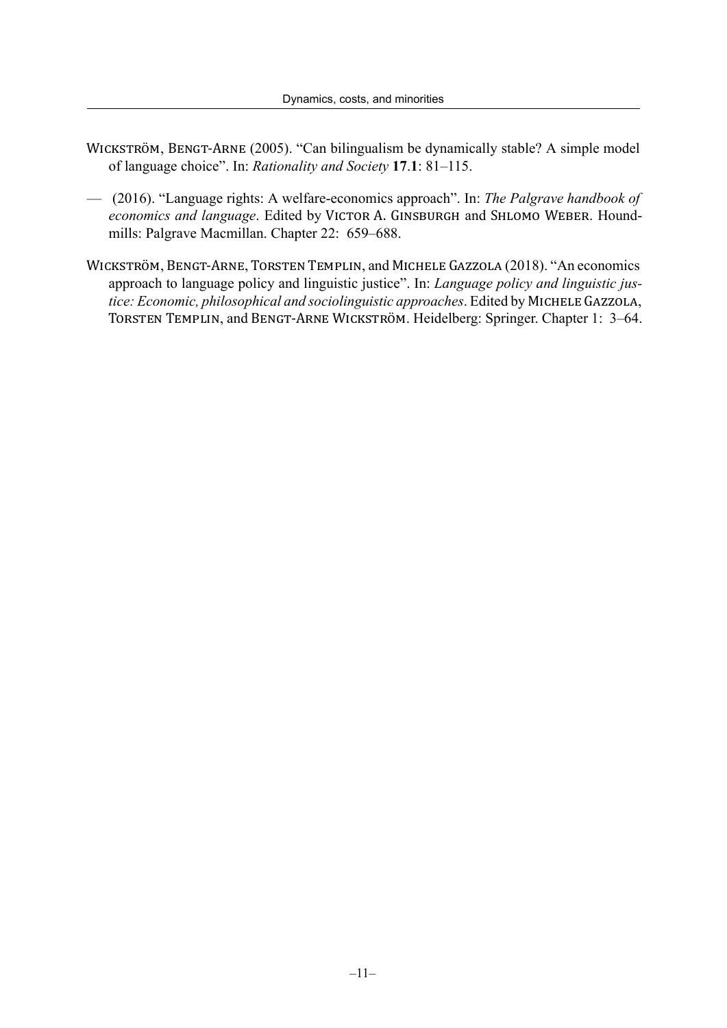Wickström, Bengt-Arne (2005). “Can bilingualism be dynamically stable? A simple model of language choice”. In: *Rationality and Society* **17.1**: 81–115.

— (2016). “Language rights: A welfare-economics approach”. In: *The Palgrave handbook of economics and language*. Edited by Victor A. Ginsburgh and Shlomo Weber. Houndmills: Palgrave Macmillan. Chapter 22: 659–688.

Wickström, Bengt-Arne, Torsten Templin, and Michele Gazzola (2018). “An economics approach to language policy and linguistic justice”. In: *Language policy and linguistic justice: Economic, philosophical and sociolinguistic approaches*. Edited by Michele Gazzola, Torsten Templin, and Bengt-Arne Wickström. Heidelberg: Springer. Chapter 1: 3–64.